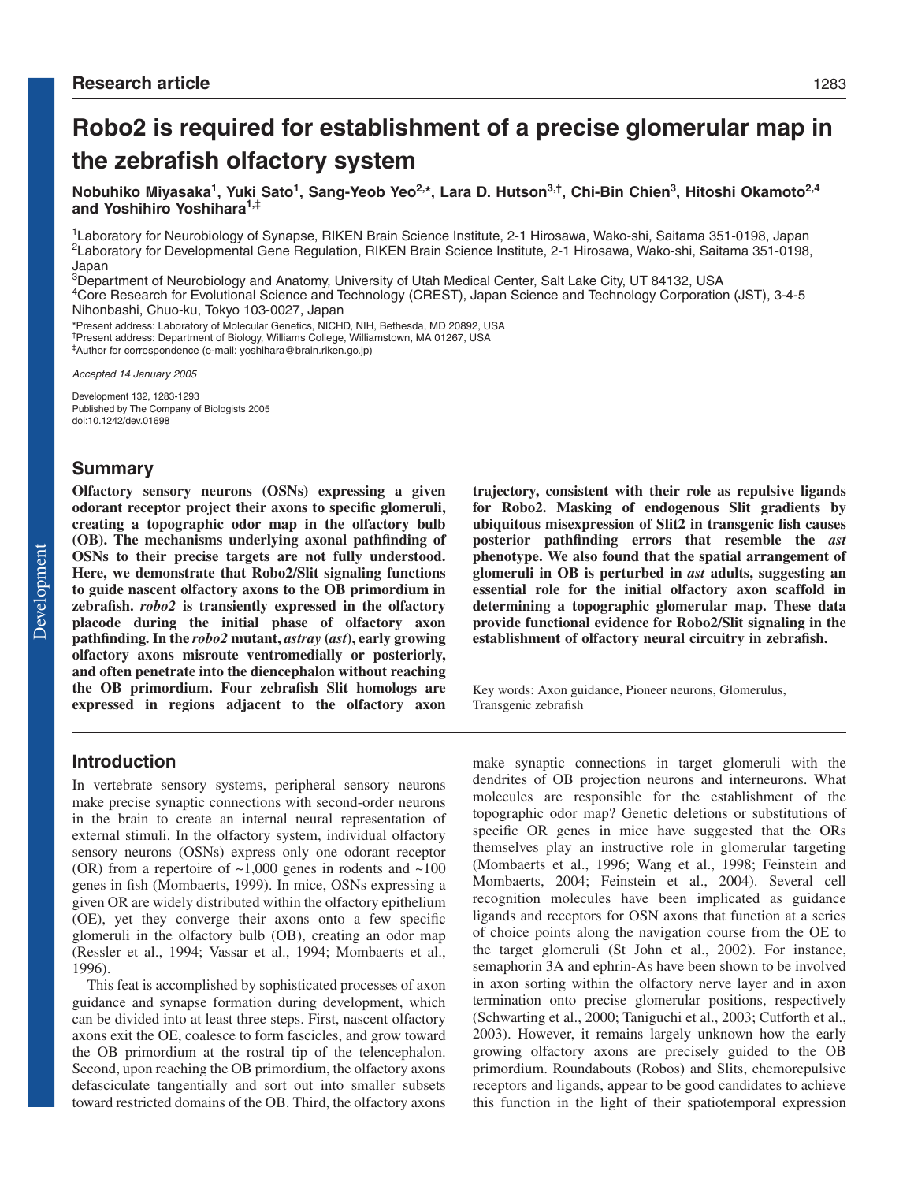Research article

# Robo2 is required for establishment of a precise glomerular map in the zebrafish olfactory system

**Nobuhiko Miyasaka[1], Yuki Sato[1], Sang-Yeob Yeo[2,*], Lara D. Hutson[3,†], Chi-Bin Chien[3], Hitoshi Okamoto[2,4] and Yoshihiro Yoshihara[1,‡]**

[1]Laboratory for Neurobiology of Synapse, RIKEN Brain Science Institute, 2-1 Hirosawa, Wako-shi, Saitama 351-0198, Japan
[2]Laboratory for Developmental Gene Regulation, RIKEN Brain Science Institute, 2-1 Hirosawa, Wako-shi, Saitama 351-0198, Japan
[3]Department of Neurobiology and Anatomy, University of Utah Medical Center, Salt Lake City, UT 84132, USA
[4]Core Research for Evolutional Science and Technology (CREST), Japan Science and Technology Corporation (JST), 3-4-5 Nihonbashi, Chuo-ku, Tokyo 103-0027, Japan

*Present address: Laboratory of Molecular Genetics, NICHD, NIH, Bethesda, MD 20892, USA
†Present address: Department of Biology, Williams College, Williamstown, MA 01267, USA
‡Author for correspondence (e-mail: yoshihara@brain.riken.go.jp)

*Accepted 14 January 2005*

Development 132, 1283-1293
Published by The Company of Biologists 2005
doi:10.1242/dev.01698

## Summary

**Olfactory sensory neurons (OSNs) expressing a given odorant receptor project their axons to specific glomeruli, creating a topographic odor map in the olfactory bulb (OB). The mechanisms underlying axonal pathfinding of OSNs to their precise targets are not fully understood. Here, we demonstrate that Robo2/Slit signaling functions to guide nascent olfactory axons to the OB primordium in zebrafish. *robo2* is transiently expressed in the olfactory placode during the initial phase of olfactory axon pathfinding. In the *robo2* mutant, *astray* (*ast*), early growing olfactory axons misroute ventromedially or posteriorly, and often penetrate into the diencephalon without reaching the OB primordium. Four zebrafish Slit homologs are expressed in regions adjacent to the olfactory axon trajectory, consistent with their role as repulsive ligands for Robo2. Masking of endogenous Slit gradients by ubiquitous misexpression of Slit2 in transgenic fish causes posterior pathfinding errors that resemble the *ast* phenotype. We also found that the spatial arrangement of glomeruli in OB is perturbed in *ast* adults, suggesting an essential role for the initial olfactory axon scaffold in determining a topographic glomerular map. These data provide functional evidence for Robo2/Slit signaling in the establishment of olfactory neural circuitry in zebrafish.**

Key words: Axon guidance, Pioneer neurons, Glomerulus, Transgenic zebrafish

## Introduction

In vertebrate sensory systems, peripheral sensory neurons make precise synaptic connections with second-order neurons in the brain to create an internal neural representation of external stimuli. In the olfactory system, individual olfactory sensory neurons (OSNs) express only one odorant receptor (OR) from a repertoire of ~1,000 genes in rodents and ~100 genes in fish (Mombaerts, 1999). In mice, OSNs expressing a given OR are widely distributed within the olfactory epithelium (OE), yet they converge their axons onto a few specific glomeruli in the olfactory bulb (OB), creating an odor map (Ressler et al., 1994; Vassar et al., 1994; Mombaerts et al., 1996).

This feat is accomplished by sophisticated processes of axon guidance and synapse formation during development, which can be divided into at least three steps. First, nascent olfactory axons exit the OE, coalesce to form fascicles, and grow toward the OB primordium at the rostral tip of the telencephalon. Second, upon reaching the OB primordium, the olfactory axons defasciculate tangentially and sort out into smaller subsets toward restricted domains of the OB. Third, the olfactory axons make synaptic connections in target glomeruli with the dendrites of OB projection neurons and interneurons. What molecules are responsible for the establishment of the topographic odor map? Genetic deletions or substitutions of specific OR genes in mice have suggested that the ORs themselves play an instructive role in glomerular targeting (Mombaerts et al., 1996; Wang et al., 1998; Feinstein and Mombaerts, 2004; Feinstein et al., 2004). Several cell recognition molecules have been implicated as guidance ligands and receptors for OSN axons that function at a series of choice points along the navigation course from the OE to the target glomeruli (St John et al., 2002). For instance, semaphorin 3A and ephrin-As have been shown to be involved in axon sorting within the olfactory nerve layer and in axon termination onto precise glomerular positions, respectively (Schwarting et al., 2000; Taniguchi et al., 2003; Cutforth et al., 2003). However, it remains largely unknown how the early growing olfactory axons are precisely guided to the OB primordium. Roundabouts (Robos) and Slits, chemorepulsive receptors and ligands, appear to be good candidates to achieve this function in the light of their spatiotemporal expression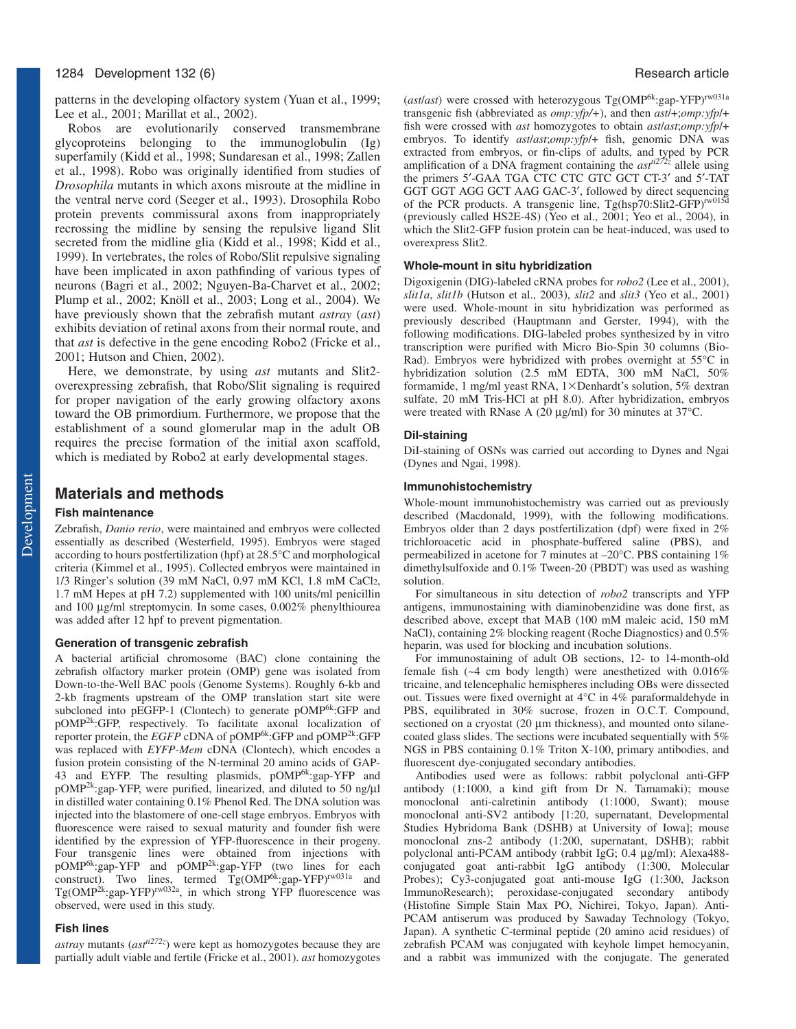patterns in the developing olfactory system (Yuan et al., 1999; Lee et al., 2001; Marillat et al., 2002).

Robos are evolutionarily conserved transmembrane glycoproteins belonging to the immunoglobulin (Ig) superfamily (Kidd et al., 1998; Sundaresan et al., 1998; Zallen et al., 1998). Robo was originally identified from studies of *Drosophila* mutants in which axons misroute at the midline in the ventral nerve cord (Seeger et al., 1993). Drosophila Robo protein prevents commissural axons from inappropriately recrossing the midline by sensing the repulsive ligand Slit secreted from the midline glia (Kidd et al., 1998; Kidd et al., 1999). In vertebrates, the roles of Robo/Slit repulsive signaling have been implicated in axon pathfinding of various types of neurons (Bagri et al., 2002; Nguyen-Ba-Charvet et al., 2002; Plump et al., 2002; Knöll et al., 2003; Long et al., 2004). We have previously shown that the zebrafish mutant *astray* (*ast*) exhibits deviation of retinal axons from their normal route, and that *ast* is defective in the gene encoding Robo2 (Fricke et al., 2001; Hutson and Chien, 2002).

Here, we demonstrate, by using *ast* mutants and Slit2-overexpressing zebrafish, that Robo/Slit signaling is required for proper navigation of the early growing olfactory axons toward the OB primordium. Furthermore, we propose that the establishment of a sound glomerular map in the adult OB requires the precise formation of the initial axon scaffold, which is mediated by Robo2 at early developmental stages.

## Materials and methods

### Fish maintenance

Zebrafish, *Danio rerio*, were maintained and embryos were collected essentially as described (Westerfield, 1995). Embryos were staged according to hours postfertilization (hpf) at 28.5°C and morphological criteria (Kimmel et al., 1995). Collected embryos were maintained in 1/3 Ringer's solution (39 mM NaCl, 0.97 mM KCl, 1.8 mM $CaCl_2$, 1.7 mM Hepes at pH 7.2) supplemented with 100 units/ml penicillin and 100 µg/ml streptomycin. In some cases, 0.002% phenylthiourea was added after 12 hpf to prevent pigmentation.

### Generation of transgenic zebrafish

A bacterial artificial chromosome (BAC) clone containing the zebrafish olfactory marker protein (OMP) gene was isolated from Down-to-the-Well BAC pools (Genome Systems). Roughly 6-kb and 2-kb fragments upstream of the OMP translation start site were subcloned into pEGFP-1 (Clontech) to generate $pOMP^{6k}$:GFP and $pOMP^{2k}$:GFP, respectively. To facilitate axonal localization of reporter protein, the *EGFP* cDNA of $pOMP^{6k}$:GFP and $pOMP^{2k}$:GFP was replaced with *EYFP-Mem* cDNA (Clontech), which encodes a fusion protein consisting of the N-terminal 20 amino acids of GAP-43 and EYFP. The resulting plasmids, $pOMP^{6k}$:gap-YFP and $pOMP^{2k}$:gap-YFP, were purified, linearized, and diluted to 50 ng/µl in distilled water containing 0.1% Phenol Red. The DNA solution was injected into the blastomere of one-cell stage embryos. Embryos with fluorescence were raised to sexual maturity and founder fish were identified by the expression of YFP-fluorescence in their progeny. Four transgenic lines were obtained from injections with $pOMP^{6k}$:gap-YFP and $pOMP^{2k}$:gap-YFP (two lines for each construct). Two lines, termed Tg($OMP^{6k}$:gap-YFP)$^{rw031a}$ and Tg($OMP^{2k}$:gap-YFP)$^{rw032a}$, in which strong YFP fluorescence was observed, were used in this study.

### Fish lines

*astray* mutants ($ast^{ti272z}$) were kept as homozygotes because they are partially adult viable and fertile (Fricke et al., 2001). *ast* homozygotes (*ast/ast*) were crossed with heterozygous Tg($OMP^{6k}$:gap-YFP)$^{rw031a}$ transgenic fish (abbreviated as *omp:yfp/+*), and then *ast/+;omp:yfp/+* fish were crossed with *ast* homozygotes to obtain *ast/ast;omp:yfp/+* embryos. To identify *ast/ast;omp:yfp/+* fish, genomic DNA was extracted from embryos, or fin-clips of adults, and typed by PCR amplification of a DNA fragment containing the $ast^{ti272z}$ allele using the primers 5′-GAA TGA CTC CTC GTC GCT CT-3′ and 5′-TAT GGT GGT AGG GCT AAG GAC-3′, followed by direct sequencing of the PCR products. A transgenic line, Tg(hsp70:Slit2-GFP)$^{rw015d}$ (previously called HS2E-4S) (Yeo et al., 2001; Yeo et al., 2004), in which the Slit2-GFP fusion protein can be heat-induced, was used to overexpress Slit2.

### Whole-mount in situ hybridization

Digoxigenin (DIG)-labeled cRNA probes for *robo2* (Lee et al., 2001), *slit1a*, *slit1b* (Hutson et al., 2003), *slit2* and *slit3* (Yeo et al., 2001) were used. Whole-mount in situ hybridization was performed as previously described (Hauptmann and Gerster, 1994), with the following modifications. DIG-labeled probes synthesized by in vitro transcription were purified with Micro Bio-Spin 30 columns (Bio-Rad). Embryos were hybridized with probes overnight at 55°C in hybridization solution (2.5 mM EDTA, 300 mM NaCl, 50% formamide, 1 mg/ml yeast RNA, 1×Denhardt's solution, 5% dextran sulfate, 20 mM Tris-HCl at pH 8.0). After hybridization, embryos were treated with RNase A (20 µg/ml) for 30 minutes at 37°C.

### DiI-staining

DiI-staining of OSNs was carried out according to Dynes and Ngai (Dynes and Ngai, 1998).

### Immunohistochemistry

Whole-mount immunohistochemistry was carried out as previously described (Macdonald, 1999), with the following modifications. Embryos older than 2 days postfertilization (dpf) were fixed in 2% trichloroacetic acid in phosphate-buffered saline (PBS), and permeabilized in acetone for 7 minutes at –20°C. PBS containing 1% dimethylsulfoxide and 0.1% Tween-20 (PBDT) was used as washing solution.

For simultaneous in situ detection of *robo2* transcripts and YFP antigens, immunostaining with diaminobenzidine was done first, as described above, except that MAB (100 mM maleic acid, 150 mM NaCl), containing 2% blocking reagent (Roche Diagnostics) and 0.5% heparin, was used for blocking and incubation solutions.

For immunostaining of adult OB sections, 12- to 14-month-old female fish (~4 cm body length) were anesthetized with 0.016% tricaine, and telencephalic hemispheres including OBs were dissected out. Tissues were fixed overnight at 4°C in 4% paraformaldehyde in PBS, equilibrated in 30% sucrose, frozen in O.C.T. Compound, sectioned on a cryostat (20 µm thickness), and mounted onto silane-coated glass slides. The sections were incubated sequentially with 5% NGS in PBS containing 0.1% Triton X-100, primary antibodies, and fluorescent dye-conjugated secondary antibodies.

Antibodies used were as follows: rabbit polyclonal anti-GFP antibody (1:1000, a kind gift from Dr N. Tamamaki); mouse monoclonal anti-calretinin antibody (1:1000, Swant); mouse monoclonal anti-SV2 antibody [1:20, supernatant, Developmental Studies Hybridoma Bank (DSHB) at University of Iowa]; mouse monoclonal zns-2 antibody (1:200, supernatant, DSHB); rabbit polyclonal anti-PCAM antibody (rabbit IgG; 0.4 µg/ml); Alexa488-conjugated goat anti-rabbit IgG antibody (1:300, Molecular Probes); Cy3-conjugated goat anti-mouse IgG (1:300, Jackson ImmunoResearch); peroxidase-conjugated secondary antibody (Histofine Simple Stain Max PO, Nichirei, Tokyo, Japan). Anti-PCAM antiserum was produced by Sawaday Technology (Tokyo, Japan). A synthetic C-terminal peptide (20 amino acid residues) of zebrafish PCAM was conjugated with keyhole limpet hemocyanin, and a rabbit was immunized with the conjugate. The generated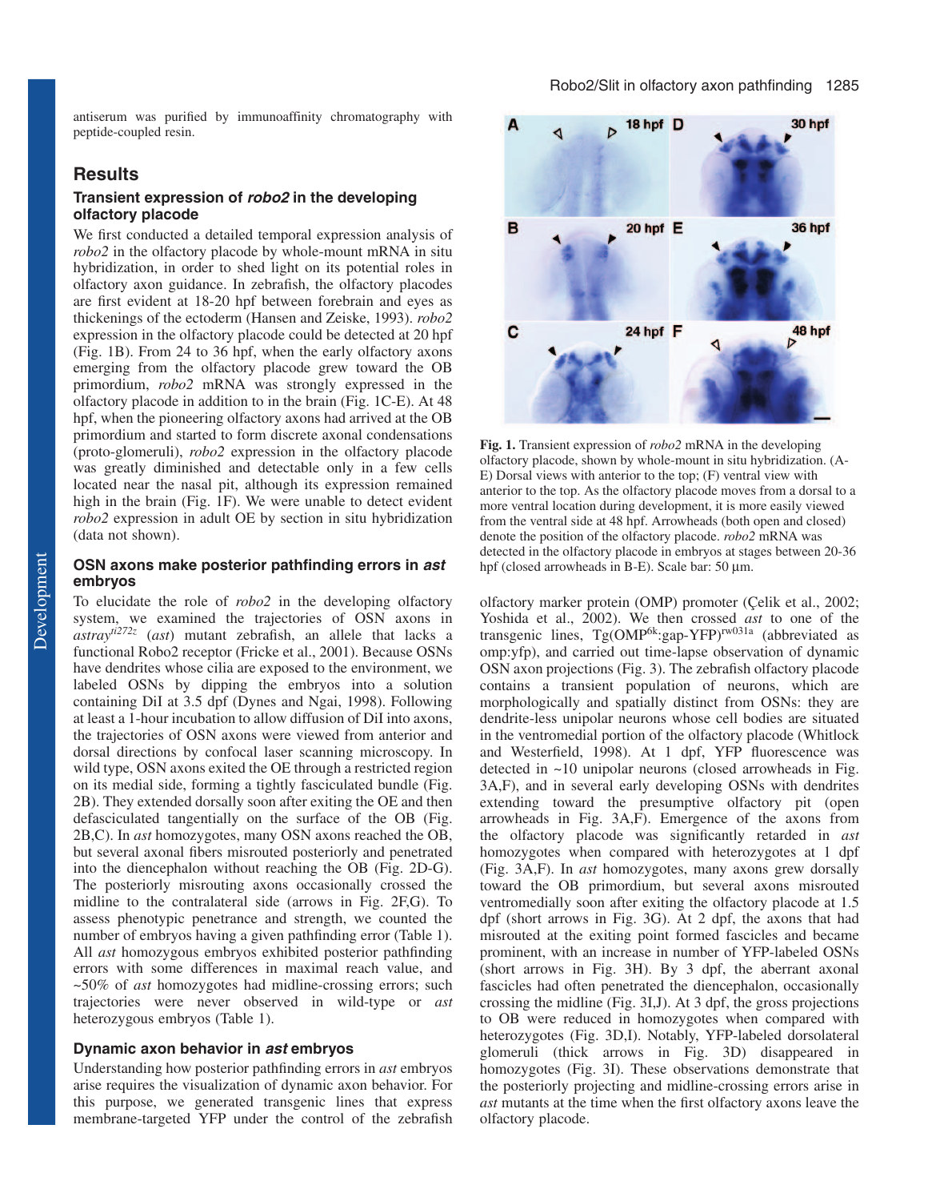antiserum was purified by immunoaffinity chromatography with peptide-coupled resin.

## Results

### Transient expression of *robo2* in the developing olfactory placode

We first conducted a detailed temporal expression analysis of *robo2* in the olfactory placode by whole-mount mRNA in situ hybridization, in order to shed light on its potential roles in olfactory axon guidance. In zebrafish, the olfactory placodes are first evident at 18-20 hpf between forebrain and eyes as thickenings of the ectoderm (Hansen and Zeiske, 1993). *robo2* expression in the olfactory placode could be detected at 20 hpf (Fig. 1B). From 24 to 36 hpf, when the early olfactory axons emerging from the olfactory placode grew toward the OB primordium, *robo2* mRNA was strongly expressed in the olfactory placode in addition to in the brain (Fig. 1C-E). At 48 hpf, when the pioneering olfactory axons had arrived at the OB primordium and started to form discrete axonal condensations (proto-glomeruli), *robo2* expression in the olfactory placode was greatly diminished and detectable only in a few cells located near the nasal pit, although its expression remained high in the brain (Fig. 1F). We were unable to detect evident *robo2* expression in adult OE by section in situ hybridization (data not shown).

Fig. 1. Transient expression of *robo2* mRNA in the developing olfactory placode, shown by whole-mount in situ hybridization. (A-E) Dorsal views with anterior to the top; (F) ventral view with anterior to the top. As the olfactory placode moves from a dorsal to a more ventral location during development, it is more easily viewed from the ventral side at 48 hpf. Arrowheads (both open and closed) denote the position of the olfactory placode. *robo2* mRNA was detected in the olfactory placode in embryos at stages between 20-36 hpf (closed arrowheads in B-E). Scale bar: 50 μm.

### OSN axons make posterior pathfinding errors in *ast* embryos

To elucidate the role of *robo2* in the developing olfactory system, we examined the trajectories of OSN axons in *astray*$^{ti272z}$ (*ast*) mutant zebrafish, an allele that lacks a functional Robo2 receptor (Fricke et al., 2001). Because OSNs have dendrites whose cilia are exposed to the environment, we labeled OSNs by dipping the embryos into a solution containing DiI at 3.5 dpf (Dynes and Ngai, 1998). Following at least a 1-hour incubation to allow diffusion of DiI into axons, the trajectories of OSN axons were viewed from anterior and dorsal directions by confocal laser scanning microscopy. In wild type, OSN axons exited the OE through a restricted region on its medial side, forming a tightly fasciculated bundle (Fig. 2B). They extended dorsally soon after exiting the OE and then defasciculated tangentially on the surface of the OB (Fig. 2B,C). In *ast* homozygotes, many OSN axons reached the OB, but several axonal fibers misrouted posteriorly and penetrated into the diencephalon without reaching the OB (Fig. 2D-G). The posteriorly misrouting axons occasionally crossed the midline to the contralateral side (arrows in Fig. 2F,G). To assess phenotypic penetrance and strength, we counted the number of embryos having a given pathfinding error (Table 1). All *ast* homozygous embryos exhibited posterior pathfinding errors with some differences in maximal reach value, and ~50% of *ast* homozygotes had midline-crossing errors; such trajectories were never observed in wild-type or *ast* heterozygous embryos (Table 1).

### Dynamic axon behavior in *ast* embryos

Understanding how posterior pathfinding errors in *ast* embryos arise requires the visualization of dynamic axon behavior. For this purpose, we generated transgenic lines that express membrane-targeted YFP under the control of the zebrafish olfactory marker protein (OMP) promoter (Çelik et al., 2002; Yoshida et al., 2002). We then crossed *ast* to one of the transgenic lines, Tg(OMP$^{6k}$:gap-YFP)$^{rw031a}$ (abbreviated as omp:yfp), and carried out time-lapse observation of dynamic OSN axon projections (Fig. 3). The zebrafish olfactory placode contains a transient population of neurons, which are morphologically and spatially distinct from OSNs: they are dendrite-less unipolar neurons whose cell bodies are situated in the ventromedial portion of the olfactory placode (Whitlock and Westerfield, 1998). At 1 dpf, YFP fluorescence was detected in ~10 unipolar neurons (closed arrowheads in Fig. 3A,F), and in several early developing OSNs with dendrites extending toward the presumptive olfactory pit (open arrowheads in Fig. 3A,F). Emergence of the axons from the olfactory placode was significantly retarded in *ast* homozygotes when compared with heterozygotes at 1 dpf (Fig. 3A,F). In *ast* homozygotes, many axons grew dorsally toward the OB primordium, but several axons misrouted ventromedially soon after exiting the olfactory placode at 1.5 dpf (short arrows in Fig. 3G). At 2 dpf, the axons that had misrouted at the exiting point formed fascicles and became prominent, with an increase in number of YFP-labeled OSNs (short arrows in Fig. 3H). By 3 dpf, the aberrant axonal fascicles had often penetrated the diencephalon, occasionally crossing the midline (Fig. 3I,J). At 3 dpf, the gross projections to OB were reduced in homozygotes when compared with heterozygotes (Fig. 3D,I). Notably, YFP-labeled dorsolateral glomeruli (thick arrows in Fig. 3D) disappeared in homozygotes (Fig. 3I). These observations demonstrate that the posteriorly projecting and midline-crossing errors arise in *ast* mutants at the time when the first olfactory axons leave the olfactory placode.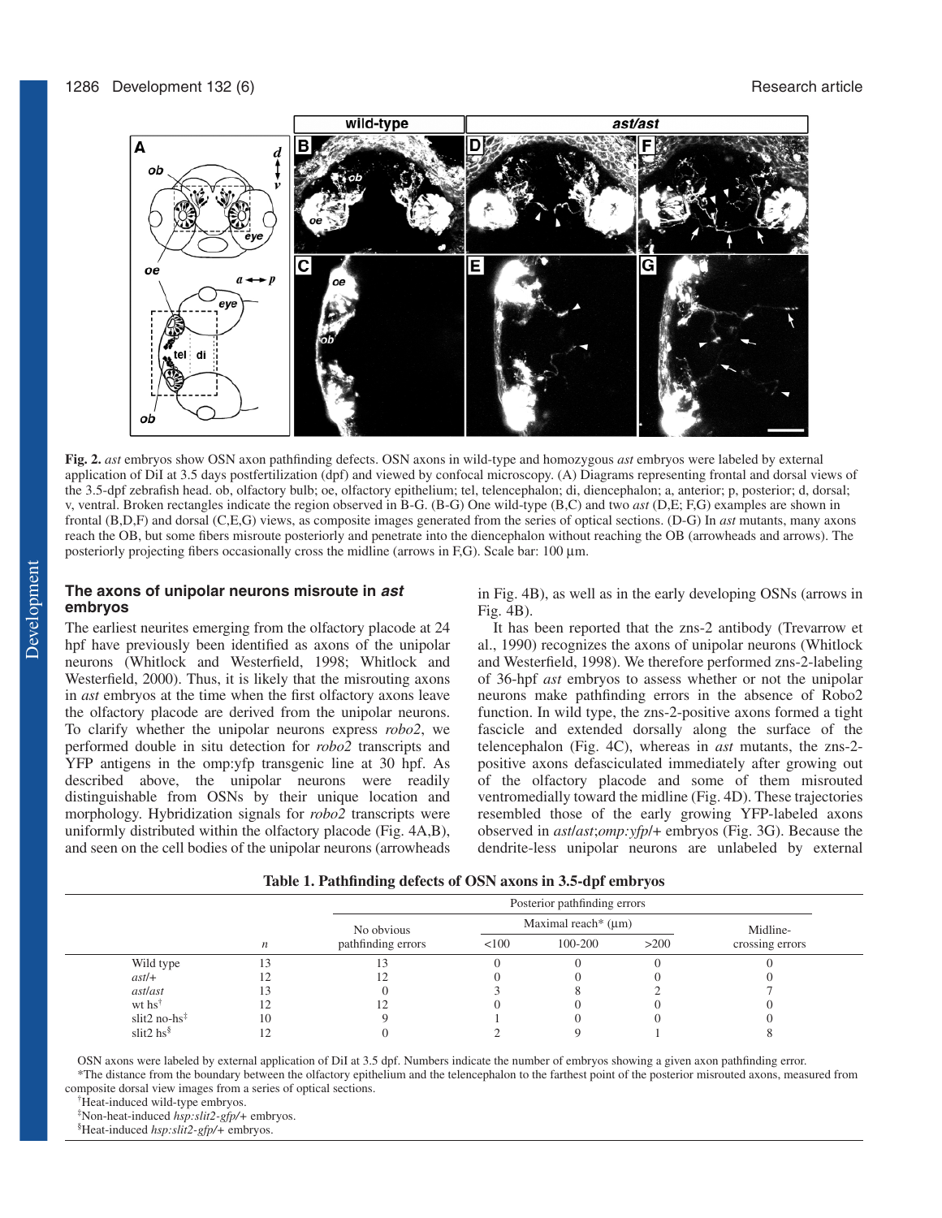**Fig. 2.** *ast* embryos show OSN axon pathfinding defects. OSN axons in wild-type and homozygous *ast* embryos were labeled by external application of DiI at 3.5 days postfertilization (dpf) and viewed by confocal microscopy. (A) Diagrams representing frontal and dorsal views of the 3.5-dpf zebrafish head. ob, olfactory bulb; oe, olfactory epithelium; tel, telencephalon; di, diencephalon; a, anterior; p, posterior; d, dorsal; v, ventral. Broken rectangles indicate the region observed in B-G. (B-G) One wild-type (B,C) and two *ast* (D,E; F,G) examples are shown in frontal (B,D,F) and dorsal (C,E,G) views, as composite images generated from the series of optical sections. (D-G) In *ast* mutants, many axons reach the OB, but some fibers misroute posteriorly and penetrate into the diencephalon without reaching the OB (arrowheads and arrows). The posteriorly projecting fibers occasionally cross the midline (arrows in F,G). Scale bar: 100 µm.

### The axons of unipolar neurons misroute in *ast* embryos

The earliest neurites emerging from the olfactory placode at 24 hpf have previously been identified as axons of the unipolar neurons (Whitlock and Westerfield, 1998; Whitlock and Westerfield, 2000). Thus, it is likely that the misrouting axons in *ast* embryos at the time when the first olfactory axons leave the olfactory placode are derived from the unipolar neurons. To clarify whether the unipolar neurons express *robo2*, we performed double in situ detection for *robo2* transcripts and YFP antigens in the omp:yfp transgenic line at 30 hpf. As described above, the unipolar neurons were readily distinguishable from OSNs by their unique location and morphology. Hybridization signals for *robo2* transcripts were uniformly distributed within the olfactory placode (Fig. 4A,B), and seen on the cell bodies of the unipolar neurons (arrowheads in Fig. 4B), as well as in the early developing OSNs (arrows in Fig. 4B).

It has been reported that the zns-2 antibody (Trevarrow et al., 1990) recognizes the axons of unipolar neurons (Whitlock and Westerfield, 1998). We therefore performed zns-2-labeling of 36-hpf *ast* embryos to assess whether or not the unipolar neurons make pathfinding errors in the absence of Robo2 function. In wild type, the zns-2-positive axons formed a tight fascicle and extended dorsally along the surface of the telencephalon (Fig. 4C), whereas in *ast* mutants, the zns-2-positive axons defasciculated immediately after growing out of the olfactory placode and some of them misrouted ventromedially toward the midline (Fig. 4D). These trajectories resembled those of the early growing YFP-labeled axons observed in *ast*/*ast*;*omp:yfp*/+ embryos (Fig. 3G). Because the dendrite-less unipolar neurons are unlabeled by external

**Table 1. Pathfinding defects of OSN axons in 3.5-dpf embryos**

| | *n* | No obvious pathfinding errors | Posterior pathfinding errors: Maximal reach* (µm) <100 | 100-200 | >200 | Midline-crossing errors |
|---|---|---|---|---|---|---|
| Wild type | 13 | 13 | 0 | 0 | 0 | 0 |
| *ast*/+ | 12 | 12 | 0 | 0 | 0 | 0 |
| *ast*/*ast* | 13 | 0 | 3 | 8 | 2 | 7 |
| wt hs[†] | 12 | 12 | 0 | 0 | 0 | 0 |
| slit2 no-hs[‡] | 10 | 9 | 1 | 0 | 0 | 0 |
| slit2 hs[§] | 12 | 0 | 2 | 9 | 1 | 8 |

OSN axons were labeled by external application of DiI at 3.5 dpf. Numbers indicate the number of embryos showing a given axon pathfinding error.

*The distance from the boundary between the olfactory epithelium and the telencephalon to the farthest point of the posterior misrouted axons, measured from composite dorsal view images from a series of optical sections.

[†]Heat-induced wild-type embryos.

[‡]Non-heat-induced *hsp:slit2-gfp*/+ embryos.

[§]Heat-induced *hsp:slit2-gfp*/+ embryos.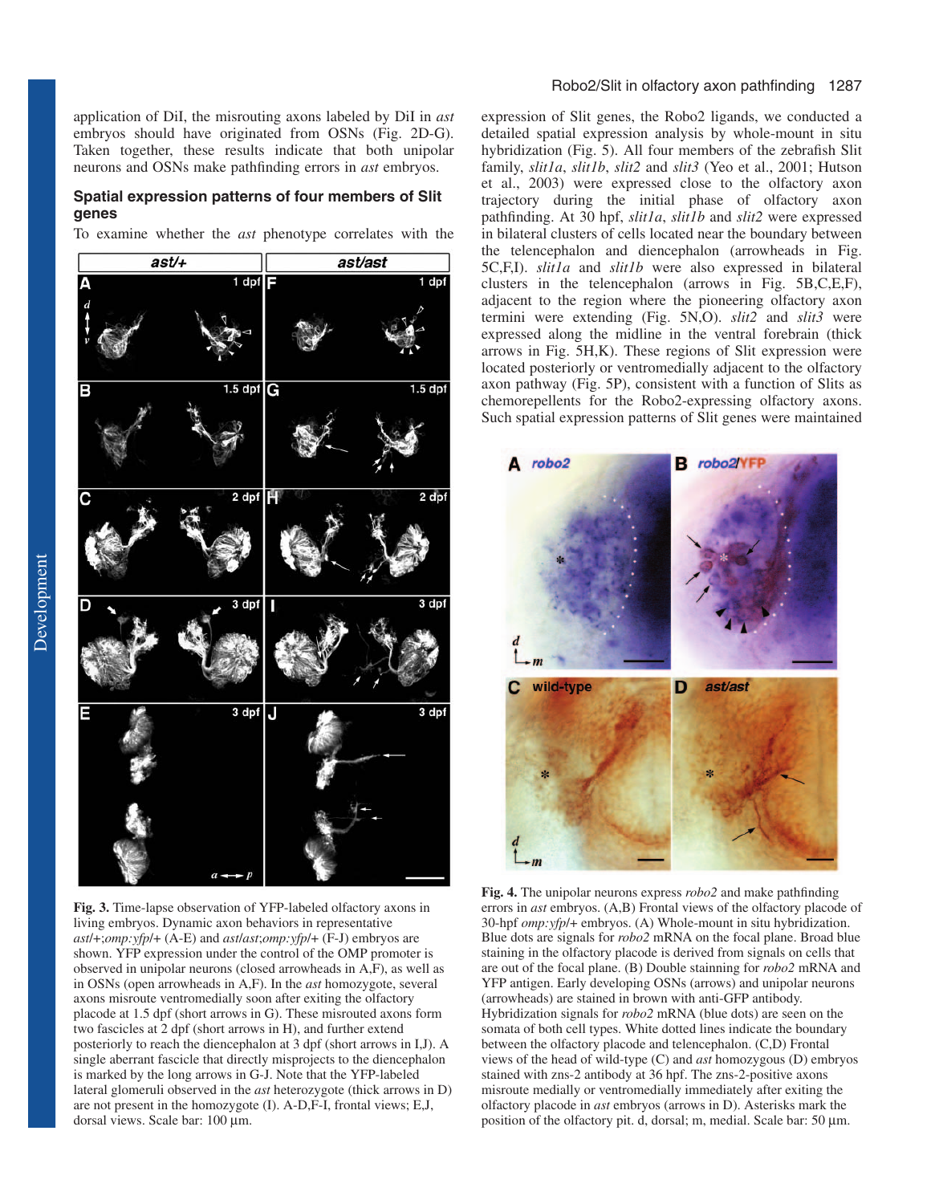application of DiI, the misrouting axons labeled by DiI in *ast* embryos should have originated from OSNs (Fig. 2D-G). Taken together, these results indicate that both unipolar neurons and OSNs make pathfinding errors in *ast* embryos.

## Spatial expression patterns of four members of Slit genes

To examine whether the *ast* phenotype correlates with the expression of Slit genes, the Robo2 ligands, we conducted a detailed spatial expression analysis by whole-mount in situ hybridization (Fig. 5). All four members of the zebrafish Slit family, *slit1a*, *slit1b*, *slit2* and *slit3* (Yeo et al., 2001; Hutson et al., 2003) were expressed close to the olfactory axon trajectory during the initial phase of olfactory axon pathfinding. At 30 hpf, *slit1a*, *slit1b* and *slit2* were expressed in bilateral clusters of cells located near the boundary between the telencephalon and diencephalon (arrowheads in Fig. 5C,F,I). *slit1a* and *slit1b* were also expressed in bilateral clusters in the telencephalon (arrows in Fig. 5B,C,E,F), adjacent to the region where the pioneering olfactory axon termini were extending (Fig. 5N,O). *slit2* and *slit3* were expressed along the midline in the ventral forebrain (thick arrows in Fig. 5H,K). These regions of Slit expression were located posteriorly or ventromedially adjacent to the olfactory axon pathway (Fig. 5P), consistent with a function of Slits as chemorepellents for the Robo2-expressing olfactory axons. Such spatial expression patterns of Slit genes were maintained

**Fig. 3.** Time-lapse observation of YFP-labeled olfactory axons in living embryos. Dynamic axon behaviors in representative *ast*/+;*omp:yfp*/+ (A-E) and *ast*/*ast*;*omp:yfp*/+ (F-J) embryos are shown. YFP expression under the control of the OMP promoter is observed in unipolar neurons (closed arrowheads in A,F), as well as in OSNs (open arrowheads in A,F). In the *ast* homozygote, several axons misroute ventromedially soon after exiting the olfactory placode at 1.5 dpf (short arrows in G). These misrouted axons form two fascicles at 2 dpf (short arrows in H), and further extend posteriorly to reach the diencephalon at 3 dpf (short arrows in I,J). A single aberrant fascicle that directly misprojects to the diencephalon is marked by the long arrows in G-J. Note that the YFP-labeled lateral glomeruli observed in the *ast* heterozygote (thick arrows in D) are not present in the homozygote (I). A-D,F-I, frontal views; E,J, dorsal views. Scale bar: 100 μm.

**Fig. 4.** The unipolar neurons express *robo2* and make pathfinding errors in *ast* embryos. (A,B) Frontal views of the olfactory placode of 30-hpf *omp:yfp*/+ embryos. (A) Whole-mount in situ hybridization. Blue dots are signals for *robo2* mRNA on the focal plane. Broad blue staining in the olfactory placode is derived from signals on cells that are out of the focal plane. (B) Double stainning for *robo2* mRNA and YFP antigen. Early developing OSNs (arrows) and unipolar neurons (arrowheads) are stained in brown with anti-GFP antibody. Hybridization signals for *robo2* mRNA (blue dots) are seen on the somata of both cell types. White dotted lines indicate the boundary between the olfactory placode and telencephalon. (C,D) Frontal views of the head of wild-type (C) and *ast* homozygous (D) embryos stained with zns-2 antibody at 36 hpf. The zns-2-positive axons misroute medially or ventromedially immediately after exiting the olfactory placode in *ast* embryos (arrows in D). Asterisks mark the position of the olfactory pit. d, dorsal; m, medial. Scale bar: 50 μm.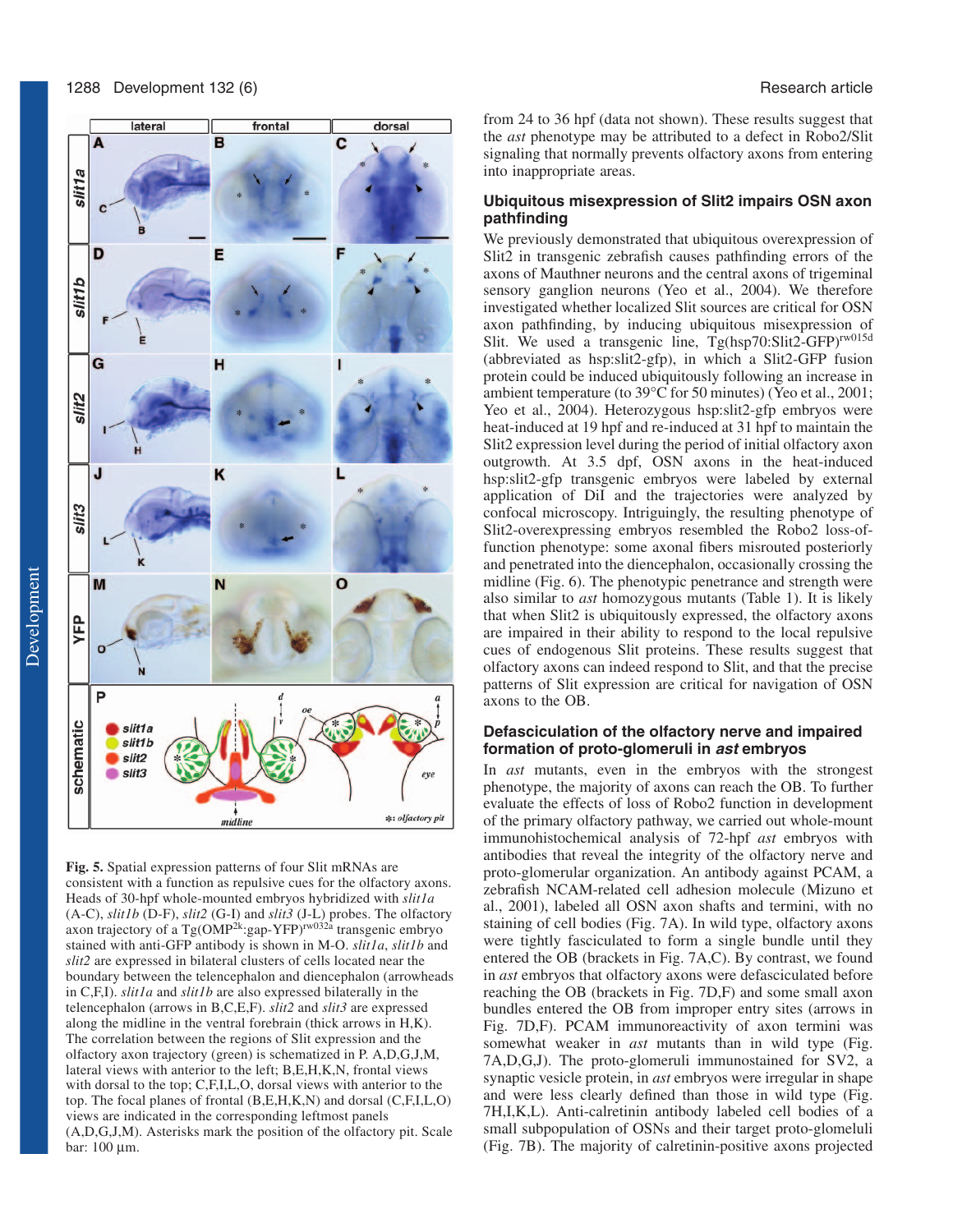**Fig. 5.** Spatial expression patterns of four Slit mRNAs are consistent with a function as repulsive cues for the olfactory axons. Heads of 30-hpf whole-mounted embryos hybridized with *slit1a* (A-C), *slit1b* (D-F), *slit2* (G-I) and *slit3* (J-L) probes. The olfactory axon trajectory of a Tg(OMP[2k]:gap-YFP)[rw032a] transgenic embryo stained with anti-GFP antibody is shown in M-O. *slit1a*, *slit1b* and *slit2* are expressed in bilateral clusters of cells located near the boundary between the telencephalon and diencephalon (arrowheads in C,F,I). *slit1a* and *slit1b* are also expressed bilaterally in the telencephalon (arrows in B,C,E,F). *slit2* and *slit3* are expressed along the midline in the ventral forebrain (thick arrows in H,K). The correlation between the regions of Slit expression and the olfactory axon trajectory (green) is schematized in P. A,D,G,J,M, lateral views with anterior to the left; B,E,H,K,N, frontal views with dorsal to the top; C,F,I,L,O, dorsal views with anterior to the top. The focal planes of frontal (B,E,H,K,N) and dorsal (C,F,I,L,O) views are indicated in the corresponding leftmost panels (A,D,G,J,M). Asterisks mark the position of the olfactory pit. Scale bar: 100 μm.

from 24 to 36 hpf (data not shown). These results suggest that the *ast* phenotype may be attributed to a defect in Robo2/Slit signaling that normally prevents olfactory axons from entering into inappropriate areas.

## Ubiquitous misexpression of Slit2 impairs OSN axon pathfinding

We previously demonstrated that ubiquitous overexpression of Slit2 in transgenic zebrafish causes pathfinding errors of the axons of Mauthner neurons and the central axons of trigeminal sensory ganglion neurons (Yeo et al., 2004). We therefore investigated whether localized Slit sources are critical for OSN axon pathfinding, by inducing ubiquitous misexpression of Slit. We used a transgenic line, Tg(hsp70:Slit2-GFP)[rw015d] (abbreviated as hsp:slit2-gfp), in which a Slit2-GFP fusion protein could be induced ubiquitously following an increase in ambient temperature (to 39°C for 50 minutes) (Yeo et al., 2001; Yeo et al., 2004). Heterozygous hsp:slit2-gfp embryos were heat-induced at 19 hpf and re-induced at 31 hpf to maintain the Slit2 expression level during the period of initial olfactory axon outgrowth. At 3.5 dpf, OSN axons in the heat-induced hsp:slit2-gfp transgenic embryos were labeled by external application of DiI and the trajectories were analyzed by confocal microscopy. Intriguingly, the resulting phenotype of Slit2-overexpressing embryos resembled the Robo2 loss-of-function phenotype: some axonal fibers misrouted posteriorly and penetrated into the diencephalon, occasionally crossing the midline (Fig. 6). The phenotypic penetrance and strength were also similar to *ast* homozygous mutants (Table 1). It is likely that when Slit2 is ubiquitously expressed, the olfactory axons are impaired in their ability to respond to the local repulsive cues of endogenous Slit proteins. These results suggest that olfactory axons can indeed respond to Slit, and that the precise patterns of Slit expression are critical for navigation of OSN axons to the OB.

## Defasciculation of the olfactory nerve and impaired formation of proto-glomeruli in *ast* embryos

In *ast* mutants, even in the embryos with the strongest phenotype, the majority of axons can reach the OB. To further evaluate the effects of loss of Robo2 function in development of the primary olfactory pathway, we carried out whole-mount immunohistochemical analysis of 72-hpf *ast* embryos with antibodies that reveal the integrity of the olfactory nerve and proto-glomerular organization. An antibody against PCAM, a zebrafish NCAM-related cell adhesion molecule (Mizuno et al., 2001), labeled all OSN axon shafts and termini, with no staining of cell bodies (Fig. 7A). In wild type, olfactory axons were tightly fasciculated to form a single bundle until they entered the OB (brackets in Fig. 7A,C). By contrast, we found in *ast* embryos that olfactory axons were defasciculated before reaching the OB (brackets in Fig. 7D,F) and some small axon bundles entered the OB from improper entry sites (arrows in Fig. 7D,F). PCAM immunoreactivity of axon termini was somewhat weaker in *ast* mutants than in wild type (Fig. 7A,D,G,J). The proto-glomeruli immunostained for SV2, a synaptic vesicle protein, in *ast* embryos were irregular in shape and were less clearly defined than those in wild type (Fig. 7H,I,K,L). Anti-calretinin antibody labeled cell bodies of a small subpopulation of OSNs and their target proto-glomeluli (Fig. 7B). The majority of calretinin-positive axons projected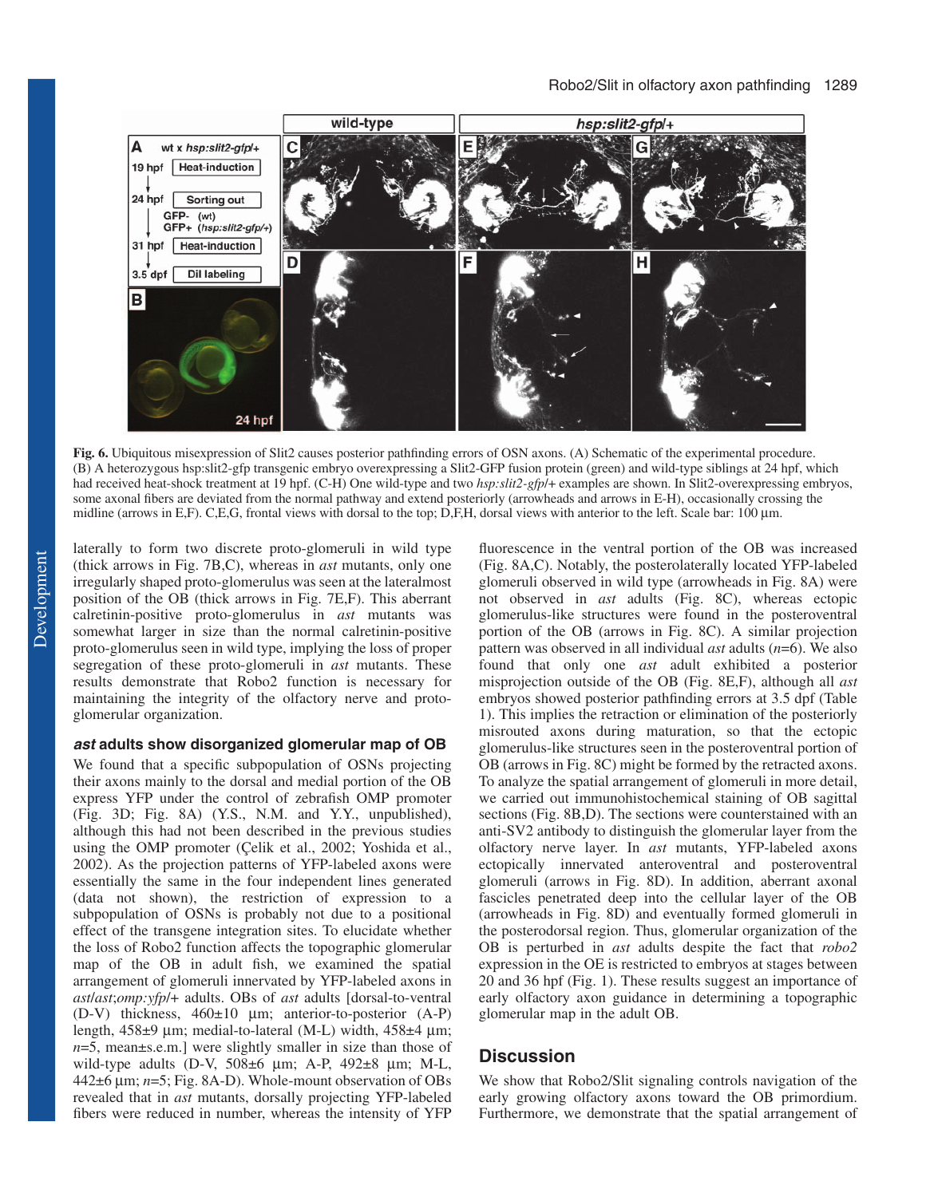**Fig. 6.** Ubiquitous misexpression of Slit2 causes posterior pathfinding errors of OSN axons. (A) Schematic of the experimental procedure. (B) A heterozygous hsp:slit2-gfp transgenic embryo overexpressing a Slit2-GFP fusion protein (green) and wild-type siblings at 24 hpf, which had received heat-shock treatment at 19 hpf. (C-H) One wild-type and two *hsp:slit2-gfp*/+ examples are shown. In Slit2-overexpressing embryos, some axonal fibers are deviated from the normal pathway and extend posteriorly (arrowheads and arrows in E-H), occasionally crossing the midline (arrows in E,F). C,E,G, frontal views with dorsal to the top; D,F,H, dorsal views with anterior to the left. Scale bar: 100 μm.

laterally to form two discrete proto-glomeruli in wild type (thick arrows in Fig. 7B,C), whereas in *ast* mutants, only one irregularly shaped proto-glomerulus was seen at the lateralmost position of the OB (thick arrows in Fig. 7E,F). This aberrant calretinin-positive proto-glomerulus in *ast* mutants was somewhat larger in size than the normal calretinin-positive proto-glomerulus seen in wild type, implying the loss of proper segregation of these proto-glomeruli in *ast* mutants. These results demonstrate that Robo2 function is necessary for maintaining the integrity of the olfactory nerve and proto-glomerular organization.

### *ast* adults show disorganized glomerular map of OB

We found that a specific subpopulation of OSNs projecting their axons mainly to the dorsal and medial portion of the OB express YFP under the control of zebrafish OMP promoter (Fig. 3D; Fig. 8A) (Y.S., N.M. and Y.Y., unpublished), although this had not been described in the previous studies using the OMP promoter (Çelik et al., 2002; Yoshida et al., 2002). As the projection patterns of YFP-labeled axons were essentially the same in the four independent lines generated (data not shown), the restriction of expression to a subpopulation of OSNs is probably not due to a positional effect of the transgene integration sites. To elucidate whether the loss of Robo2 function affects the topographic glomerular map of the OB in adult fish, we examined the spatial arrangement of glomeruli innervated by YFP-labeled axons in *ast*/*ast*;*omp:yfp*/+ adults. OBs of *ast* adults [dorsal-to-ventral (D-V) thickness, 460±10 μm; anterior-to-posterior (A-P) length, 458±9 μm; medial-to-lateral (M-L) width, 458±4 μm; *n*=5, mean±s.e.m.] were slightly smaller in size than those of wild-type adults (D-V, 508±6 μm; A-P, 492±8 μm; M-L, 442±6 μm; *n*=5; Fig. 8A-D). Whole-mount observation of OBs revealed that in *ast* mutants, dorsally projecting YFP-labeled fibers were reduced in number, whereas the intensity of YFP fluorescence in the ventral portion of the OB was increased (Fig. 8A,C). Notably, the posterolaterally located YFP-labeled glomeruli observed in wild type (arrowheads in Fig. 8A) were not observed in *ast* adults (Fig. 8C), whereas ectopic glomerulus-like structures were found in the posteroventral portion of the OB (arrows in Fig. 8C). A similar projection pattern was observed in all individual *ast* adults (*n*=6). We also found that only one *ast* adult exhibited a posterior misprojection outside of the OB (Fig. 8E,F), although all *ast* embryos showed posterior pathfinding errors at 3.5 dpf (Table 1). This implies the retraction or elimination of the posteriorly misrouted axons during maturation, so that the ectopic glomerulus-like structures seen in the posteroventral portion of OB (arrows in Fig. 8C) might be formed by the retracted axons. To analyze the spatial arrangement of glomeruli in more detail, we carried out immunohistochemical staining of OB sagittal sections (Fig. 8B,D). The sections were counterstained with an anti-SV2 antibody to distinguish the glomerular layer from the olfactory nerve layer. In *ast* mutants, YFP-labeled axons ectopically innervated anteroventral and posteroventral glomeruli (arrows in Fig. 8D). In addition, aberrant axonal fascicles penetrated deep into the cellular layer of the OB (arrowheads in Fig. 8D) and eventually formed glomeruli in the posterodorsal region. Thus, glomerular organization of the OB is perturbed in *ast* adults despite the fact that *robo2* expression in the OE is restricted to embryos at stages between 20 and 36 hpf (Fig. 1). These results suggest an importance of early olfactory axon guidance in determining a topographic glomerular map in the adult OB.

## Discussion

We show that Robo2/Slit signaling controls navigation of the early growing olfactory axons toward the OB primordium. Furthermore, we demonstrate that the spatial arrangement of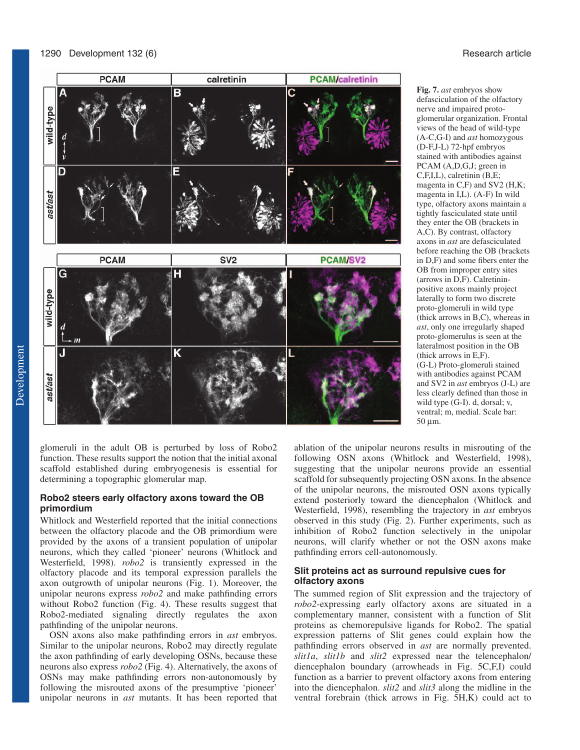**Fig. 7.** *ast* embryos show defasciculation of the olfactory nerve and impaired protoglomerular organization. Frontal views of the head of wild-type (A-C,G-I) and *ast* homozygous (D-F,J-L) 72-hpf embryos stained with antibodies against PCAM (A,D,G,J; green in C,F,I,L), calretinin (B,E; magenta in C,F) and SV2 (H,K; magenta in I,L). (A-F) In wild type, olfactory axons maintain a tightly fasciculated state until they enter the OB (brackets in A,C). By contrast, olfactory axons in *ast* are defasciculated before reaching the OB (brackets in D,F) and some fibers enter the OB from improper entry sites (arrows in D,F). Calretinin-positive axons mainly project laterally to form two discrete proto-glomeruli in wild type (thick arrows in B,C), whereas in *ast*, only one irregularly shaped proto-glomerulus is seen at the lateralmost position in the OB (thick arrows in E,F). (G-L) Proto-glomeruli stained with antibodies against PCAM and SV2 in *ast* embryos (J-L) are less clearly defined than those in wild type (G-I). d, dorsal; v, ventral; m, medial. Scale bar: 50 μm.

glomeruli in the adult OB is perturbed by loss of Robo2 function. These results support the notion that the initial axonal scaffold established during embryogenesis is essential for determining a topographic glomerular map.

### Robo2 steers early olfactory axons toward the OB primordium

Whitlock and Westerfield reported that the initial connections between the olfactory placode and the OB primordium were provided by the axons of a transient population of unipolar neurons, which they called 'pioneer' neurons (Whitlock and Westerfield, 1998). *robo2* is transiently expressed in the olfactory placode and its temporal expression parallels the axon outgrowth of unipolar neurons (Fig. 1). Moreover, the unipolar neurons express *robo2* and make pathfinding errors without Robo2 function (Fig. 4). These results suggest that Robo2-mediated signaling directly regulates the axon pathfinding of the unipolar neurons.

OSN axons also make pathfinding errors in *ast* embryos. Similar to the unipolar neurons, Robo2 may directly regulate the axon pathfinding of early developing OSNs, because these neurons also express *robo2* (Fig. 4). Alternatively, the axons of OSNs may make pathfinding errors non-autonomously by following the misrouted axons of the presumptive 'pioneer' unipolar neurons in *ast* mutants. It has been reported that ablation of the unipolar neurons results in misrouting of the following OSN axons (Whitlock and Westerfield, 1998), suggesting that the unipolar neurons provide an essential scaffold for subsequently projecting OSN axons. In the absence of the unipolar neurons, the misrouted OSN axons typically extend posteriorly toward the diencephalon (Whitlock and Westerfield, 1998), resembling the trajectory in *ast* embryos observed in this study (Fig. 2). Further experiments, such as inhibition of Robo2 function selectively in the unipolar neurons, will clarify whether or not the OSN axons make pathfinding errors cell-autonomously.

### Slit proteins act as surround repulsive cues for olfactory axons

The summed region of Slit expression and the trajectory of *robo2*-expressing early olfactory axons are situated in a complementary manner, consistent with a function of Slit proteins as chemorepulsive ligands for Robo2. The spatial expression patterns of Slit genes could explain how the pathfinding errors observed in *ast* are normally prevented. *slit1a*, *slit1b* and *slit2* expressed near the telencephalon/diencephalon boundary (arrowheads in Fig. 5C,F,I) could function as a barrier to prevent olfactory axons from entering into the diencephalon. *slit2* and *slit3* along the midline in the ventral forebrain (thick arrows in Fig. 5H,K) could act to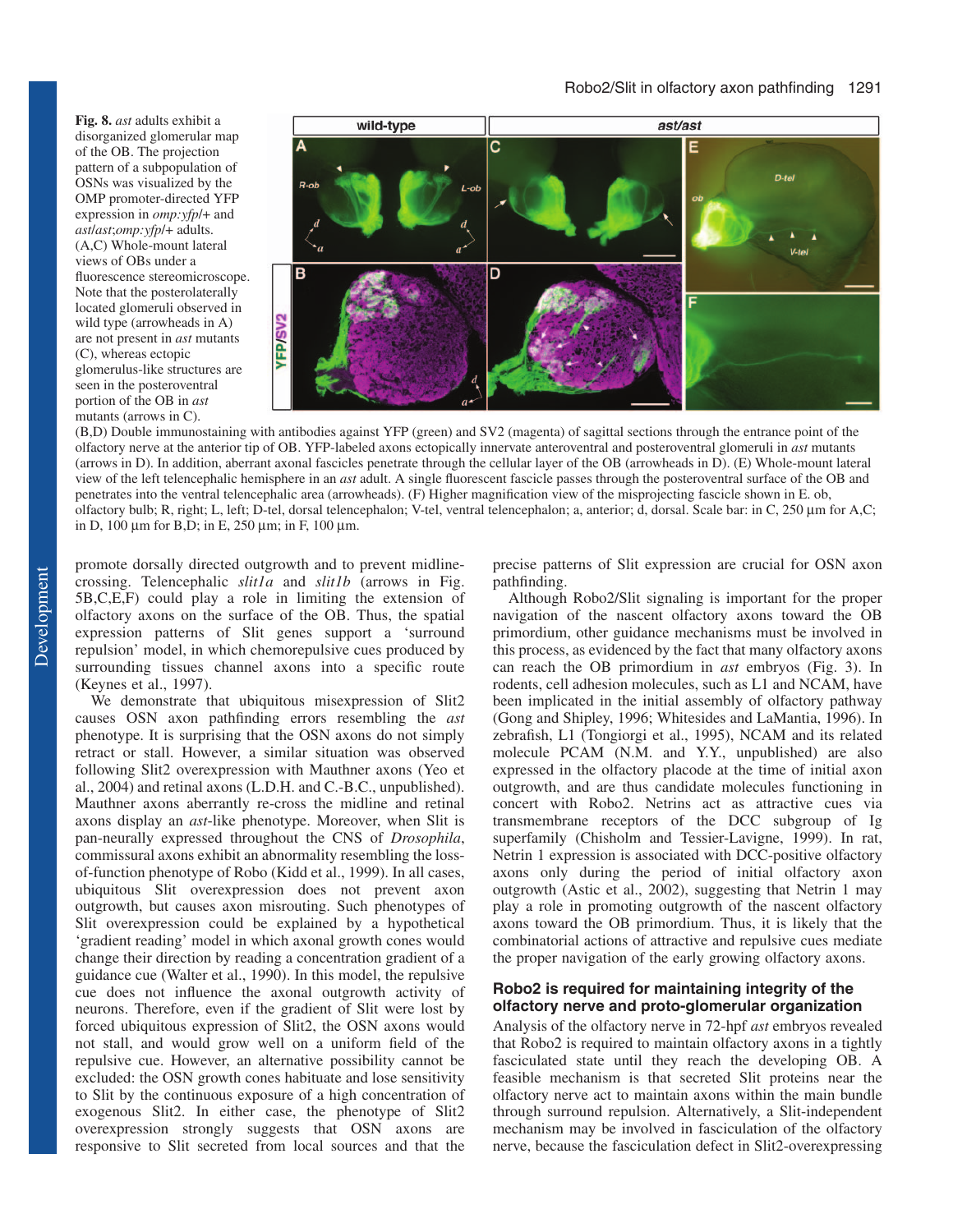**Fig. 8.** *ast* adults exhibit a disorganized glomerular map of the OB. The projection pattern of a subpopulation of OSNs was visualized by the OMP promoter-directed YFP expression in *omp:yfp*/+ and *ast*/*ast*;*omp:yfp*/+ adults. (A,C) Whole-mount lateral views of OBs under a fluorescence stereomicroscope. Note that the posterolaterally located glomeruli observed in wild type (arrowheads in A) are not present in *ast* mutants (C), whereas ectopic glomerulus-like structures are seen in the posteroventral portion of the OB in *ast* mutants (arrows in C). (B,D) Double immunostaining with antibodies against YFP (green) and SV2 (magenta) of sagittal sections through the entrance point of the olfactory nerve at the anterior tip of OB. YFP-labeled axons ectopically innervate anteroventral and posteroventral glomeruli in *ast* mutants (arrows in D). In addition, aberrant axonal fascicles penetrate through the cellular layer of the OB (arrowheads in D). (E) Whole-mount lateral view of the left telencephalic hemisphere in an *ast* adult. A single fluorescent fascicle passes through the posteroventral surface of the OB and penetrates into the ventral telencephalic area (arrowheads). (F) Higher magnification view of the misprojecting fascicle shown in E. ob, olfactory bulb; R, right; L, left; D-tel, dorsal telencephalon; V-tel, ventral telencephalon; a, anterior; d, dorsal. Scale bar: in C, 250 μm for A,C; in D, 100 μm for B,D; in E, 250 μm; in F, 100 μm.

promote dorsally directed outgrowth and to prevent midline-crossing. Telencephalic *slit1a* and *slit1b* (arrows in Fig. 5B,C,E,F) could play a role in limiting the extension of olfactory axons on the surface of the OB. Thus, the spatial expression patterns of Slit genes support a 'surround repulsion' model, in which chemorepulsive cues produced by surrounding tissues channel axons into a specific route (Keynes et al., 1997).

We demonstrate that ubiquitous misexpression of Slit2 causes OSN axon pathfinding errors resembling the *ast* phenotype. It is surprising that the OSN axons do not simply retract or stall. However, a similar situation was observed following Slit2 overexpression with Mauthner axons (Yeo et al., 2004) and retinal axons (L.D.H. and C.-B.C., unpublished). Mauthner axons aberrantly re-cross the midline and retinal axons display an *ast*-like phenotype. Moreover, when Slit is pan-neurally expressed throughout the CNS of *Drosophila*, commissural axons exhibit an abnormality resembling the loss-of-function phenotype of Robo (Kidd et al., 1999). In all cases, ubiquitous Slit overexpression does not prevent axon outgrowth, but causes axon misrouting. Such phenotypes of Slit overexpression could be explained by a hypothetical 'gradient reading' model in which axonal growth cones would change their direction by reading a concentration gradient of a guidance cue (Walter et al., 1990). In this model, the repulsive cue does not influence the axonal outgrowth activity of neurons. Therefore, even if the gradient of Slit were lost by forced ubiquitous expression of Slit2, the OSN axons would not stall, and would grow well on a uniform field of the repulsive cue. However, an alternative possibility cannot be excluded: the OSN growth cones habituate and lose sensitivity to Slit by the continuous exposure of a high concentration of exogenous Slit2. In either case, the phenotype of Slit2 overexpression strongly suggests that OSN axons are responsive to Slit secreted from local sources and that the precise patterns of Slit expression are crucial for OSN axon pathfinding.

Although Robo2/Slit signaling is important for the proper navigation of the nascent olfactory axons toward the OB primordium, other guidance mechanisms must be involved in this process, as evidenced by the fact that many olfactory axons can reach the OB primordium in *ast* embryos (Fig. 3). In rodents, cell adhesion molecules, such as L1 and NCAM, have been implicated in the initial assembly of olfactory pathway (Gong and Shipley, 1996; Whitesides and LaMantia, 1996). In zebrafish, L1 (Tongiorgi et al., 1995), NCAM and its related molecule PCAM (N.M. and Y.Y., unpublished) are also expressed in the olfactory placode at the time of initial axon outgrowth, and are thus candidate molecules functioning in concert with Robo2. Netrins act as attractive cues via transmembrane receptors of the DCC subgroup of Ig superfamily (Chisholm and Tessier-Lavigne, 1999). In rat, Netrin 1 expression is associated with DCC-positive olfactory axons only during the period of initial olfactory axon outgrowth (Astic et al., 2002), suggesting that Netrin 1 may play a role in promoting outgrowth of the nascent olfactory axons toward the OB primordium. Thus, it is likely that the combinatorial actions of attractive and repulsive cues mediate the proper navigation of the early growing olfactory axons.

### Robo2 is required for maintaining integrity of the olfactory nerve and proto-glomerular organization

Analysis of the olfactory nerve in 72-hpf *ast* embryos revealed that Robo2 is required to maintain olfactory axons in a tightly fasciculated state until they reach the developing OB. A feasible mechanism is that secreted Slit proteins near the olfactory nerve act to maintain axons within the main bundle through surround repulsion. Alternatively, a Slit-independent mechanism may be involved in fasciculation of the olfactory nerve, because the fasciculation defect in Slit2-overexpressing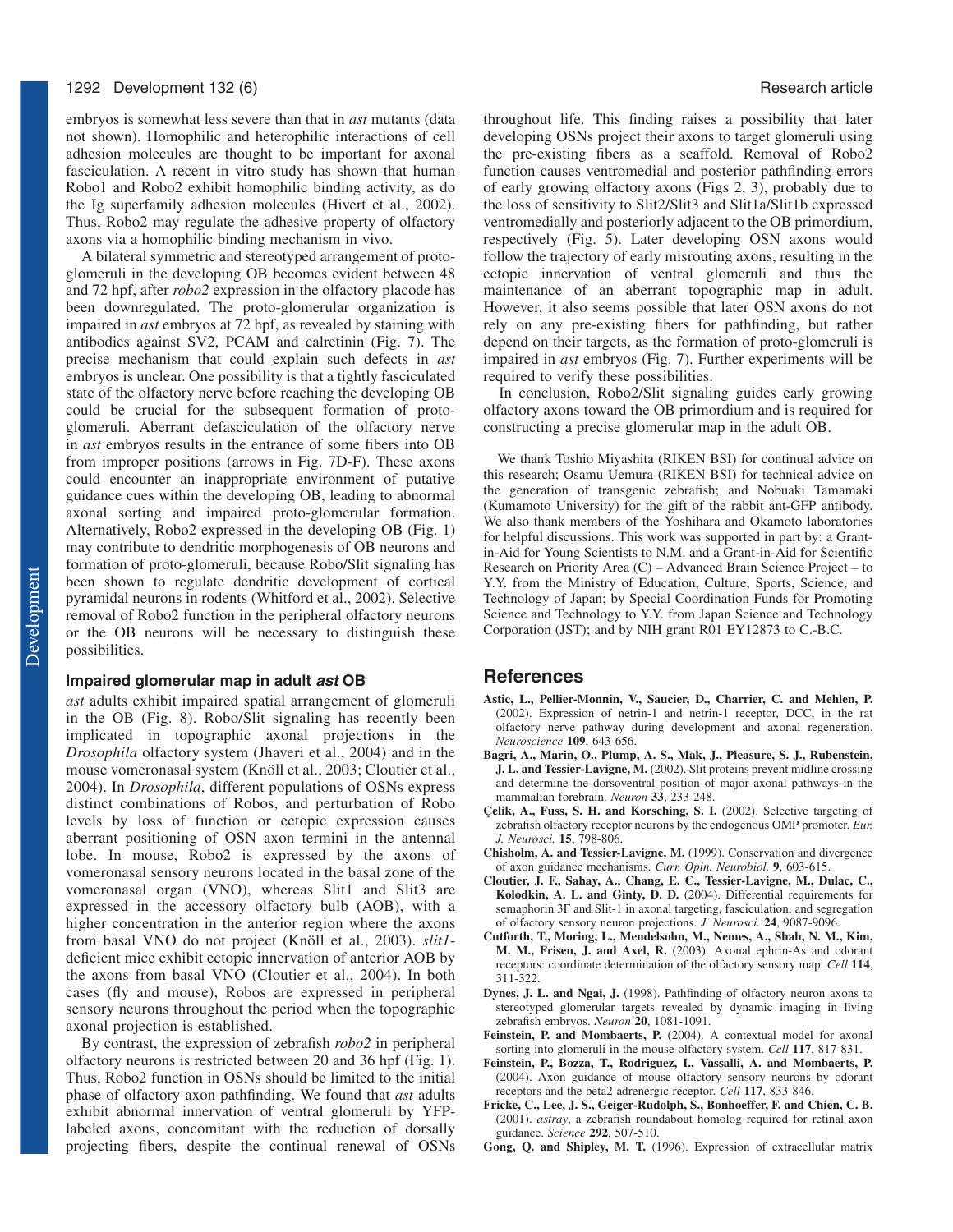embryos is somewhat less severe than that in *ast* mutants (data not shown). Homophilic and heterophilic interactions of cell adhesion molecules are thought to be important for axonal fasciculation. A recent in vitro study has shown that human Robo1 and Robo2 exhibit homophilic binding activity, as do the Ig superfamily adhesion molecules (Hivert et al., 2002). Thus, Robo2 may regulate the adhesive property of olfactory axons via a homophilic binding mechanism in vivo.

A bilateral symmetric and stereotyped arrangement of proto-glomeruli in the developing OB becomes evident between 48 and 72 hpf, after *robo2* expression in the olfactory placode has been downregulated. The proto-glomerular organization is impaired in *ast* embryos at 72 hpf, as revealed by staining with antibodies against SV2, PCAM and calretinin (Fig. 7). The precise mechanism that could explain such defects in *ast* embryos is unclear. One possibility is that a tightly fasciculated state of the olfactory nerve before reaching the developing OB could be crucial for the subsequent formation of proto-glomeruli. Aberrant defasciculation of the olfactory nerve in *ast* embryos results in the entrance of some fibers into OB from improper positions (arrows in Fig. 7D-F). These axons could encounter an inappropriate environment of putative guidance cues within the developing OB, leading to abnormal axonal sorting and impaired proto-glomerular formation. Alternatively, Robo2 expressed in the developing OB (Fig. 1) may contribute to dendritic morphogenesis of OB neurons and formation of proto-glomeruli, because Robo/Slit signaling has been shown to regulate dendritic development of cortical pyramidal neurons in rodents (Whitford et al., 2002). Selective removal of Robo2 function in the peripheral olfactory neurons or the OB neurons will be necessary to distinguish these possibilities.

### Impaired glomerular map in adult *ast* OB

*ast* adults exhibit impaired spatial arrangement of glomeruli in the OB (Fig. 8). Robo/Slit signaling has recently been implicated in topographic axonal projections in the *Drosophila* olfactory system (Jhaveri et al., 2004) and in the mouse vomeronasal system (Knöll et al., 2003; Cloutier et al., 2004). In *Drosophila*, different populations of OSNs express distinct combinations of Robos, and perturbation of Robo levels by loss of function or ectopic expression causes aberrant positioning of OSN axon termini in the antennal lobe. In mouse, Robo2 is expressed by the axons of vomeronasal sensory neurons located in the basal zone of the vomeronasal organ (VNO), whereas Slit1 and Slit3 are expressed in the accessory olfactory bulb (AOB), with a higher concentration in the anterior region where the axons from basal VNO do not project (Knöll et al., 2003). *slit1*-deficient mice exhibit ectopic innervation of anterior AOB by the axons from basal VNO (Cloutier et al., 2004). In both cases (fly and mouse), Robos are expressed in peripheral sensory neurons throughout the period when the topographic axonal projection is established.

By contrast, the expression of zebrafish *robo2* in peripheral olfactory neurons is restricted between 20 and 36 hpf (Fig. 1). Thus, Robo2 function in OSNs should be limited to the initial phase of olfactory axon pathfinding. We found that *ast* adults exhibit abnormal innervation of ventral glomeruli by YFP-labeled axons, concomitant with the reduction of dorsally projecting fibers, despite the continual renewal of OSNs throughout life. This finding raises a possibility that later developing OSNs project their axons to target glomeruli using the pre-existing fibers as a scaffold. Removal of Robo2 function causes ventromedial and posterior pathfinding errors of early growing olfactory axons (Figs 2, 3), probably due to the loss of sensitivity to Slit2/Slit3 and Slit1a/Slit1b expressed ventromedially and posteriorly adjacent to the OB primordium, respectively (Fig. 5). Later developing OSN axons would follow the trajectory of early misrouting axons, resulting in the ectopic innervation of ventral glomeruli and thus the maintenance of an aberrant topographic map in adult. However, it also seems possible that later OSN axons do not rely on any pre-existing fibers for pathfinding, but rather depend on their targets, as the formation of proto-glomeruli is impaired in *ast* embryos (Fig. 7). Further experiments will be required to verify these possibilities.

In conclusion, Robo2/Slit signaling guides early growing olfactory axons toward the OB primordium and is required for constructing a precise glomerular map in the adult OB.

We thank Toshio Miyashita (RIKEN BSI) for continual advice on this research; Osamu Uemura (RIKEN BSI) for technical advice on the generation of transgenic zebrafish; and Nobuaki Tamamaki (Kumamoto University) for the gift of the rabbit ant-GFP antibody. We also thank members of the Yoshihara and Okamoto laboratories for helpful discussions. This work was supported in part by: a Grant-in-Aid for Young Scientists to N.M. and a Grant-in-Aid for Scientific Research on Priority Area (C) – Advanced Brain Science Project – to Y.Y. from the Ministry of Education, Culture, Sports, Science, and Technology of Japan; by Special Coordination Funds for Promoting Science and Technology to Y.Y. from Japan Science and Technology Corporation (JST); and by NIH grant R01 EY12873 to C.-B.C.

## References

**Astic, L., Pellier-Monnin, V., Saucier, D., Charrier, C. and Mehlen, P.** (2002). Expression of netrin-1 and netrin-1 receptor, DCC, in the rat olfactory nerve pathway during development and axonal regeneration. *Neuroscience* **109**, 643-656.

**Bagri, A., Marin, O., Plump, A. S., Mak, J., Pleasure, S. J., Rubenstein, J. L. and Tessier-Lavigne, M.** (2002). Slit proteins prevent midline crossing and determine the dorsoventral position of major axonal pathways in the mammalian forebrain. *Neuron* **33**, 233-248.

**Çelik, A., Fuss, S. H. and Korsching, S. I.** (2002). Selective targeting of zebrafish olfactory receptor neurons by the endogenous OMP promoter. *Eur. J. Neurosci.* **15**, 798-806.

**Chisholm, A. and Tessier-Lavigne, M.** (1999). Conservation and divergence of axon guidance mechanisms. *Curr. Opin. Neurobiol.* **9**, 603-615.

**Cloutier, J. F., Sahay, A., Chang, E. C., Tessier-Lavigne, M., Dulac, C., Kolodkin, A. L. and Ginty, D. D.** (2004). Differential requirements for semaphorin 3F and Slit-1 in axonal targeting, fasciculation, and segregation of olfactory sensory neuron projections. *J. Neurosci.* **24**, 9087-9096.

**Cutforth, T., Moring, L., Mendelsohn, M., Nemes, A., Shah, N. M., Kim, M. M., Frisen, J. and Axel, R.** (2003). Axonal ephrin-As and odorant receptors: coordinate determination of the olfactory sensory map. *Cell* **114**, 311-322.

**Dynes, J. L. and Ngai, J.** (1998). Pathfinding of olfactory neuron axons to stereotyped glomerular targets revealed by dynamic imaging in living zebrafish embryos. *Neuron* **20**, 1081-1091.

**Feinstein, P. and Mombaerts, P.** (2004). A contextual model for axonal sorting into glomeruli in the mouse olfactory system. *Cell* **117**, 817-831.

**Feinstein, P., Bozza, T., Rodriguez, I., Vassalli, A. and Mombaerts, P.** (2004). Axon guidance of mouse olfactory sensory neurons by odorant receptors and the beta2 adrenergic receptor. *Cell* **117**, 833-846.

**Fricke, C., Lee, J. S., Geiger-Rudolph, S., Bonhoeffer, F. and Chien, C. B.** (2001). *astray*, a zebrafish roundabout homolog required for retinal axon guidance. *Science* **292**, 507-510.

**Gong, Q. and Shipley, M. T.** (1996). Expression of extracellular matrix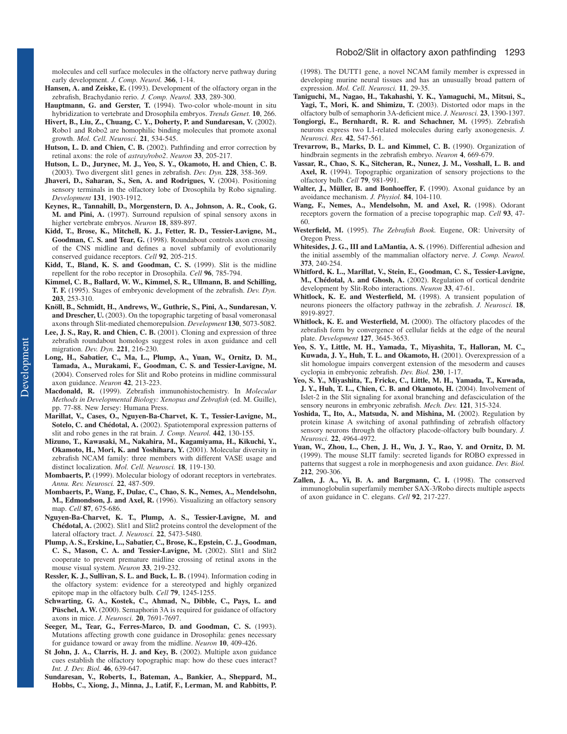molecules and cell surface molecules in the olfactory nerve pathway during early development. *J. Comp. Neurol.* **366**, 1-14.

**Hansen, A. and Zeiske, E.** (1993). Development of the olfactory organ in the zebrafish, Brachydanio rerio. *J. Comp. Neurol.* **333**, 289-300.

**Hauptmann, G. and Gerster, T.** (1994). Two-color whole-mount in situ hybridization to vertebrate and Drosophila embryos. *Trends Genet.* **10**, 266.

**Hivert, B., Liu, Z., Chuang, C. Y., Doherty, P. and Sundaresan, V.** (2002). Robo1 and Robo2 are homophilic binding molecules that promote axonal growth. *Mol. Cell. Neurosci.* **21**, 534-545.

**Hutson, L. D. and Chien, C. B.** (2002). Pathfinding and error correction by retinal axons: the role of *astray/robo2*. *Neuron* **33**, 205-217.

**Hutson, L. D., Jurynec, M. J., Yeo, S. Y., Okamoto, H. and Chien, C. B.** (2003). Two divergent slit1 genes in zebrafish. *Dev. Dyn.* **228**, 358-369.

**Jhaveri, D., Saharan, S., Sen, A. and Rodrigues, V.** (2004). Positioning sensory terminals in the olfactory lobe of Drosophila by Robo signaling. *Development* **131**, 1903-1912.

**Keynes, R., Tannahill, D., Morgenstern, D. A., Johnson, A. R., Cook, G. M. and Pini, A.** (1997). Surround repulsion of spinal sensory axons in higher vertebrate embryos. *Neuron* **18**, 889-897.

**Kidd, T., Brose, K., Mitchell, K. J., Fetter, R. D., Tessier-Lavigne, M., Goodman, C. S. and Tear, G.** (1998). Roundabout controls axon crossing of the CNS midline and defines a novel subfamily of evolutionarily conserved guidance receptors. *Cell* **92**, 205-215.

**Kidd, T., Bland, K. S. and Goodman, C. S.** (1999). Slit is the midline repellent for the robo receptor in Drosophila. *Cell* **96**, 785-794.

**Kimmel, C. B., Ballard, W. W., Kimmel, S. R., Ullmann, B. and Schilling, T. F.** (1995). Stages of embryonic development of the zebrafish. *Dev. Dyn.* **203**, 253-310.

**Knöll, B., Schmidt, H., Andrews, W., Guthrie, S., Pini, A., Sundaresan, V. and Drescher, U.** (2003). On the topographic targeting of basal vomeronasal axons through Slit-mediated chemorepulsion. *Development* **130**, 5073-5082.

**Lee, J. S., Ray, R. and Chien, C. B.** (2001). Cloning and expression of three zebrafish roundabout homologs suggest roles in axon guidance and cell migration. *Dev. Dyn.* **221**, 216-230.

**Long, H., Sabatier, C., Ma, L., Plump, A., Yuan, W., Ornitz, D. M., Tamada, A., Murakami, F., Goodman, C. S. and Tessier-Lavigne, M.** (2004). Conserved roles for Slit and Robo proteins in midline commissural axon guidance. *Neuron* **42**, 213-223.

**Macdonald, R.** (1999). Zebrafish immunohistochemistry. In *Molecular Methods in Developmental Biology: Xenopus and Zebrafish* (ed. M. Guille), pp. 77-88. New Jersey: Humana Press.

**Marillat, V., Cases, O., Nguyen-Ba-Charvet, K. T., Tessier-Lavigne, M., Sotelo, C. and Chédotal, A.** (2002). Spatiotemporal expression patterns of slit and robo genes in the rat brain. *J. Comp. Neurol.* **442**, 130-155.

**Mizuno, T., Kawasaki, M., Nakahira, M., Kagamiyama, H., Kikuchi, Y., Okamoto, H., Mori, K. and Yoshihara, Y.** (2001). Molecular diversity in zebrafish NCAM family: three members with different VASE usage and distinct localization. *Mol. Cell. Neurosci.* **18**, 119-130.

**Mombaerts, P.** (1999). Molecular biology of odorant receptors in vertebrates. *Annu. Rev. Neurosci.* **22**, 487-509.

**Mombaerts, P., Wang, F., Dulac, C., Chao, S. K., Nemes, A., Mendelsohn, M., Edmondson, J. and Axel, R.** (1996). Visualizing an olfactory sensory map. *Cell* **87**, 675-686.

**Nguyen-Ba-Charvet, K. T., Plump, A. S., Tessier-Lavigne, M. and Chédotal, A.** (2002). Slit1 and Slit2 proteins control the development of the lateral olfactory tract. *J. Neurosci.* **22**, 5473-5480.

**Plump, A. S., Erskine, L., Sabatier, C., Brose, K., Epstein, C. J., Goodman, C. S., Mason, C. A. and Tessier-Lavigne, M.** (2002). Slit1 and Slit2 cooperate to prevent premature midline crossing of retinal axons in the mouse visual system. *Neuron* **33**, 219-232.

**Ressler, K. J., Sullivan, S. L. and Buck, L. B.** (1994). Information coding in the olfactory system: evidence for a stereotyped and highly organized epitope map in the olfactory bulb. *Cell* **79**, 1245-1255.

**Schwarting, G. A., Kostek, C., Ahmad, N., Dibble, C., Pays, L. and Püschel, A. W.** (2000). Semaphorin 3A is required for guidance of olfactory axons in mice. *J. Neurosci.* **20**, 7691-7697.

**Seeger, M., Tear, G., Ferres-Marco, D. and Goodman, C. S.** (1993). Mutations affecting growth cone guidance in Drosophila: genes necessary for guidance toward or away from the midline. *Neuron* **10**, 409-426.

**St John, J. A., Clarris, H. J. and Key, B.** (2002). Multiple axon guidance cues establish the olfactory topographic map: how do these cues interact? *Int. J. Dev. Biol.* **46**, 639-647.

**Sundaresan, V., Roberts, I., Bateman, A., Bankier, A., Sheppard, M., Hobbs, C., Xiong, J., Minna, J., Latif, F., Lerman, M. and Rabbitts, P.** (1998). The DUTT1 gene, a novel NCAM family member is expressed in developing murine neural tissues and has an unusually broad pattern of expression. *Mol. Cell. Neurosci.* **11**, 29-35.

**Taniguchi, M., Nagao, H., Takahashi, Y. K., Yamaguchi, M., Mitsui, S., Yagi, T., Mori, K. and Shimizu, T.** (2003). Distorted odor maps in the olfactory bulb of semaphorin 3A-deficient mice. *J. Neurosci.* **23**, 1390-1397.

**Tongiorgi, E., Bernhardt, R. R. and Schachner, M.** (1995). Zebrafish neurons express two L1-related molecules during early axonogenesis. *J. Neurosci. Res.* **42**, 547-561.

**Trevarrow, B., Marks, D. L. and Kimmel, C. B.** (1990). Organization of hindbrain segments in the zebrafish embryo. *Neuron* **4**, 669-679.

**Vassar, R., Chao, S. K., Sitcheran, R., Nunez, J. M., Vosshall, L. B. and Axel, R.** (1994). Topographic organization of sensory projections to the olfactory bulb. *Cell* **79**, 981-991.

**Walter, J., Müller, B. and Bonhoeffer, F.** (1990). Axonal guidance by an avoidance mechanism. *J. Physiol.* **84**, 104-110.

**Wang, F., Nemes, A., Mendelsohn, M. and Axel, R.** (1998). Odorant receptors govern the formation of a precise topographic map. *Cell* **93**, 47-60.

**Westerfield, M.** (1995). *The Zebrafish Book.* Eugene, OR: University of Oregon Press.

**Whitesides, J. G., III and LaMantia, A. S.** (1996). Differential adhesion and the initial assembly of the mammalian olfactory nerve. *J. Comp. Neurol.* **373**, 240-254.

**Whitford, K. L., Marillat, V., Stein, E., Goodman, C. S., Tessier-Lavigne, M., Chédotal, A. and Ghosh, A.** (2002). Regulation of cortical dendrite development by Slit-Robo interactions. *Neuron* **33**, 47-61.

**Whitlock, K. E. and Westerfield, M.** (1998). A transient population of neurons pioneers the olfactory pathway in the zebrafish. *J. Neurosci.* **18**, 8919-8927.

**Whitlock, K. E. and Westerfield, M.** (2000). The olfactory placodes of the zebrafish form by convergence of cellular fields at the edge of the neural plate. *Development* **127**, 3645-3653.

**Yeo, S. Y., Little, M. H., Yamada, T., Miyashita, T., Halloran, M. C., Kuwada, J. Y., Huh, T. L. and Okamoto, H.** (2001). Overexpression of a slit homologue impairs convergent extension of the mesoderm and causes cyclopia in embryonic zebrafish. *Dev. Biol.* **230**, 1-17.

**Yeo, S. Y., Miyashita, T., Fricke, C., Little, M. H., Yamada, T., Kuwada, J. Y., Huh, T. L., Chien, C. B. and Okamoto, H.** (2004). Involvement of Islet-2 in the Slit signaling for axonal branching and defasciculation of the sensory neurons in embryonic zebrafish. *Mech. Dev.* **121**, 315-324.

**Yoshida, T., Ito, A., Matsuda, N. and Mishina, M.** (2002). Regulation by protein kinase A switching of axonal pathfinding of zebrafish olfactory sensory neurons through the olfactory placode-olfactory bulb boundary. *J. Neurosci.* **22**, 4964-4972.

**Yuan, W., Zhou, L., Chen, J. H., Wu, J. Y., Rao, Y. and Ornitz, D. M.** (1999). The mouse SLIT family: secreted ligands for ROBO expressed in patterns that suggest a role in morphogenesis and axon guidance. *Dev. Biol.* **212**, 290-306.

**Zallen, J. A., Yi, B. A. and Bargmann, C. I.** (1998). The conserved immunoglobulin superfamily member SAX-3/Robo directs multiple aspects of axon guidance in C. elegans. *Cell* **92**, 217-227.